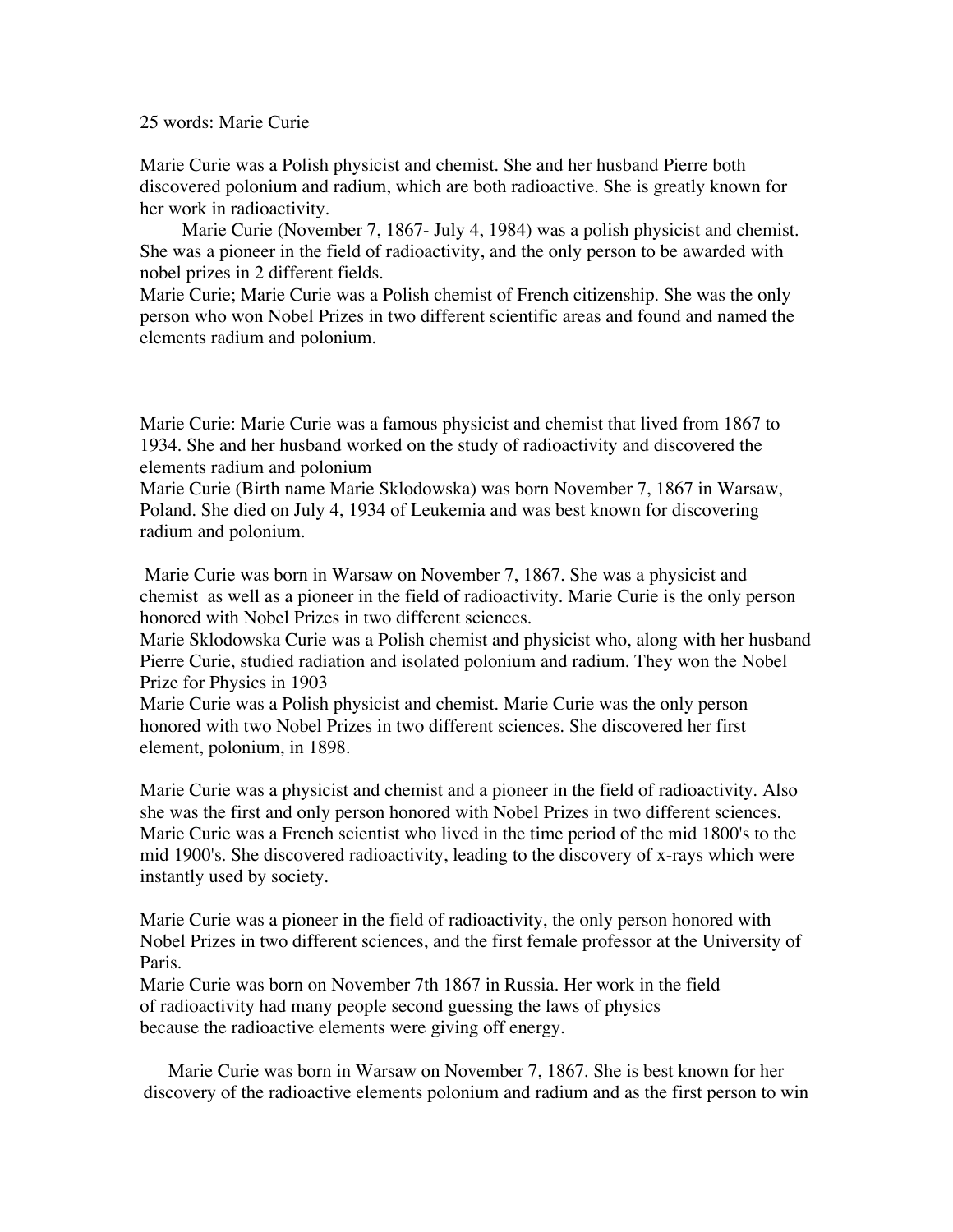25 words: Marie Curie

Marie Curie was a Polish physicist and chemist. She and her husband Pierre both discovered polonium and radium, which are both radioactive. She is greatly known for her work in radioactivity.

Marie Curie (November 7, 1867- July 4, 1984) was a polish physicist and chemist. She was a pioneer in the field of radioactivity, and the only person to be awarded with nobel prizes in 2 different fields.

Marie Curie; Marie Curie was a Polish chemist of French citizenship. She was the only person who won Nobel Prizes in two different scientific areas and found and named the elements radium and polonium.

Marie Curie: Marie Curie was a famous physicist and chemist that lived from 1867 to 1934. She and her husband worked on the study of radioactivity and discovered the elements radium and polonium

Marie Curie (Birth name Marie Sklodowska) was born November 7, 1867 in Warsaw, Poland. She died on July 4, 1934 of Leukemia and was best known for discovering radium and polonium.

Marie Curie was born in Warsaw on November 7, 1867. She was a physicist and chemist as well as a pioneer in the field of radioactivity. Marie Curie is the only person honored with Nobel Prizes in two different sciences.

Marie Sklodowska Curie was a Polish chemist and physicist who, along with her husband Pierre Curie, studied radiation and isolated polonium and radium. They won the Nobel Prize for Physics in 1903

Marie Curie was a Polish physicist and chemist. Marie Curie was the only person honored with two Nobel Prizes in two different sciences. She discovered her first element, polonium, in 1898.

Marie Curie was a physicist and chemist and a pioneer in the field of radioactivity. Also she was the first and only person honored with Nobel Prizes in two different sciences.

Marie Curie was a French scientist who lived in the time period of the mid 1800's to the mid 1900's. She discovered radioactivity, leading to the discovery of x-rays which were instantly used by society.

Marie Curie was a pioneer in the field of radioactivity, the only person honored with Nobel Prizes in two different sciences, and the first female professor at the University of Paris.

Marie Curie was born on November 7th 1867 in Russia. Her work in the field of radioactivity had many people second guessing the laws of physics because the radioactive elements were giving off energy.

Marie Curie was born in Warsaw on November 7, 1867. She is best known for her discovery of the radioactive elements polonium and radium and as the first person to win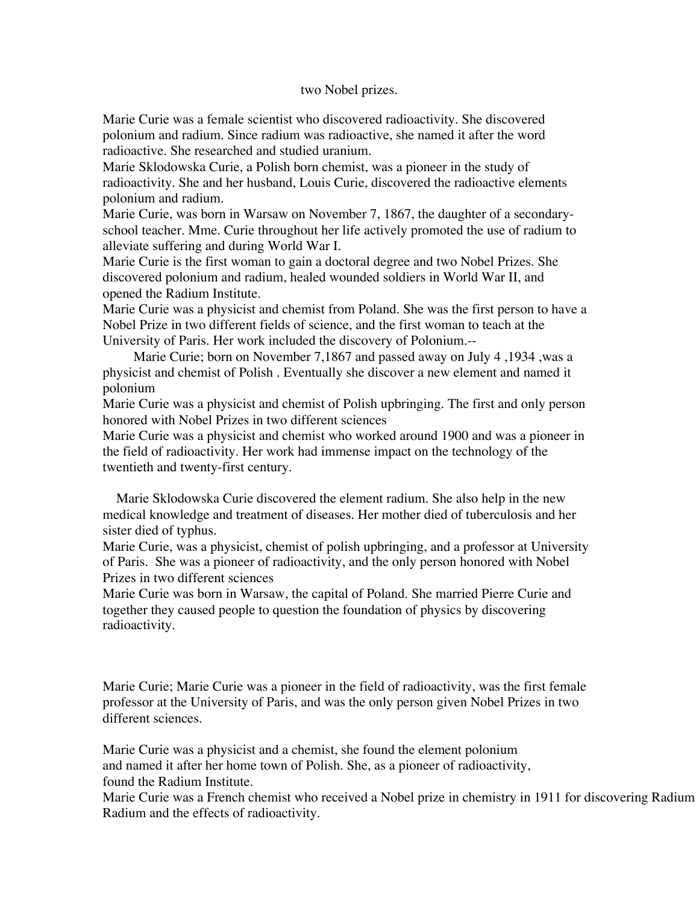two Nobel prizes.

Marie Curie was a female scientist who discovered radioactivity. She discovered polonium and radium. Since radium was radioactive, she named it after the word radioactive. She researched and studied uranium.
Marie Sklodowska Curie, a Polish born chemist, was a pioneer in the study of radioactivity. She and her husband, Louis Curie, discovered the radioactive elements polonium and radium.
Marie Curie, was born in Warsaw on November 7, 1867, the daughter of a secondary-school teacher. Mme. Curie throughout her life actively promoted the use of radium to alleviate suffering and during World War I.
Marie Curie is the first woman to gain a doctoral degree and two Nobel Prizes. She discovered polonium and radium, healed wounded soldiers in World War II, and opened the Radium Institute.
Marie Curie was a physicist and chemist from Poland. She was the first person to have a Nobel Prize in two different fields of science, and the first woman to teach at the University of Paris. Her work included the discovery of Polonium.--

Marie Curie; born on November 7,1867 and passed away on July 4 ,1934 ,was a physicist and chemist of Polish . Eventually she discover a new element and named it polonium
Marie Curie was a physicist and chemist of Polish upbringing. The first and only person honored with Nobel Prizes in two different sciences
Marie Curie was a physicist and chemist who worked around 1900 and was a pioneer in the field of radioactivity. Her work had immense impact on the technology of the twentieth and twenty-first century.

Marie Sklodowska Curie discovered the element radium. She also help in the new medical knowledge and treatment of diseases. Her mother died of tuberculosis and her sister died of typhus.
Marie Curie, was a physicist, chemist of polish upbringing, and a professor at University of Paris. She was a pioneer of radioactivity, and the only person honored with Nobel Prizes in two different sciences
Marie Curie was born in Warsaw, the capital of Poland. She married Pierre Curie and together they caused people to question the foundation of physics by discovering radioactivity.

Marie Curie; Marie Curie was a pioneer in the field of radioactivity, was the first female professor at the University of Paris, and was the only person given Nobel Prizes in two different sciences.

Marie Curie was a physicist and a chemist, she found the element polonium and named it after her home town of Polish. She, as a pioneer of radioactivity, found the Radium Institute.
Marie Curie was a French chemist who received a Nobel prize in chemistry in 1911 for discovering Radium Radium and the effects of radioactivity.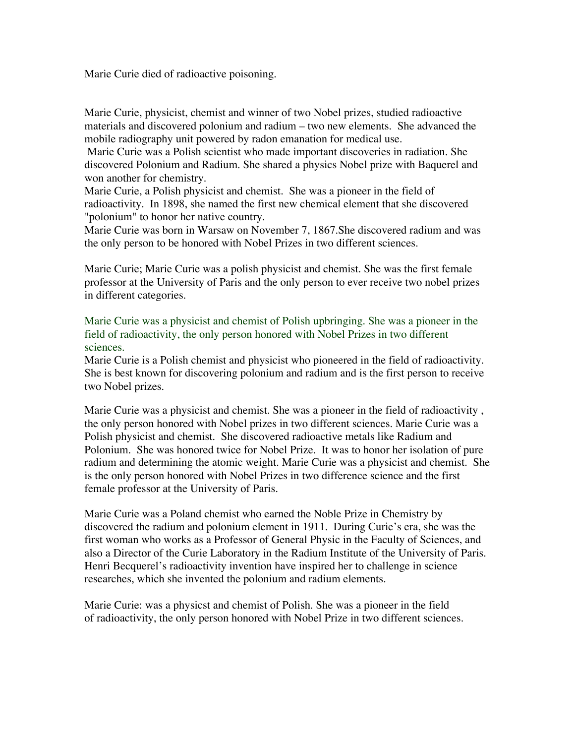Marie Curie died of radioactive poisoning.

Marie Curie, physicist, chemist and winner of two Nobel prizes, studied radioactive materials and discovered polonium and radium – two new elements. She advanced the mobile radiography unit powered by radon emanation for medical use.
Marie Curie was a Polish scientist who made important discoveries in radiation. She discovered Polonium and Radium. She shared a physics Nobel prize with Baquerel and won another for chemistry.
Marie Curie, a Polish physicist and chemist. She was a pioneer in the field of radioactivity. In 1898, she named the first new chemical element that she discovered "polonium" to honor her native country.
Marie Curie was born in Warsaw on November 7, 1867.She discovered radium and was the only person to be honored with Nobel Prizes in two different sciences.

Marie Curie; Marie Curie was a polish physicist and chemist. She was the first female professor at the University of Paris and the only person to ever receive two nobel prizes in different categories.

Marie Curie was a physicist and chemist of Polish upbringing. She was a pioneer in the field of radioactivity, the only person honored with Nobel Prizes in two different sciences.
Marie Curie is a Polish chemist and physicist who pioneered in the field of radioactivity. She is best known for discovering polonium and radium and is the first person to receive two Nobel prizes.

Marie Curie was a physicist and chemist. She was a pioneer in the field of radioactivity , the only person honored with Nobel prizes in two different sciences. Marie Curie was a Polish physicist and chemist. She discovered radioactive metals like Radium and Polonium. She was honored twice for Nobel Prize. It was to honor her isolation of pure radium and determining the atomic weight. Marie Curie was a physicist and chemist. She is the only person honored with Nobel Prizes in two difference science and the first female professor at the University of Paris.

Marie Curie was a Poland chemist who earned the Noble Prize in Chemistry by discovered the radium and polonium element in 1911. During Curie's era, she was the first woman who works as a Professor of General Physic in the Faculty of Sciences, and also a Director of the Curie Laboratory in the Radium Institute of the University of Paris. Henri Becquerel's radioactivity invention have inspired her to challenge in science researches, which she invented the polonium and radium elements.

Marie Curie: was a physicst and chemist of Polish. She was a pioneer in the field of radioactivity, the only person honored with Nobel Prize in two different sciences.